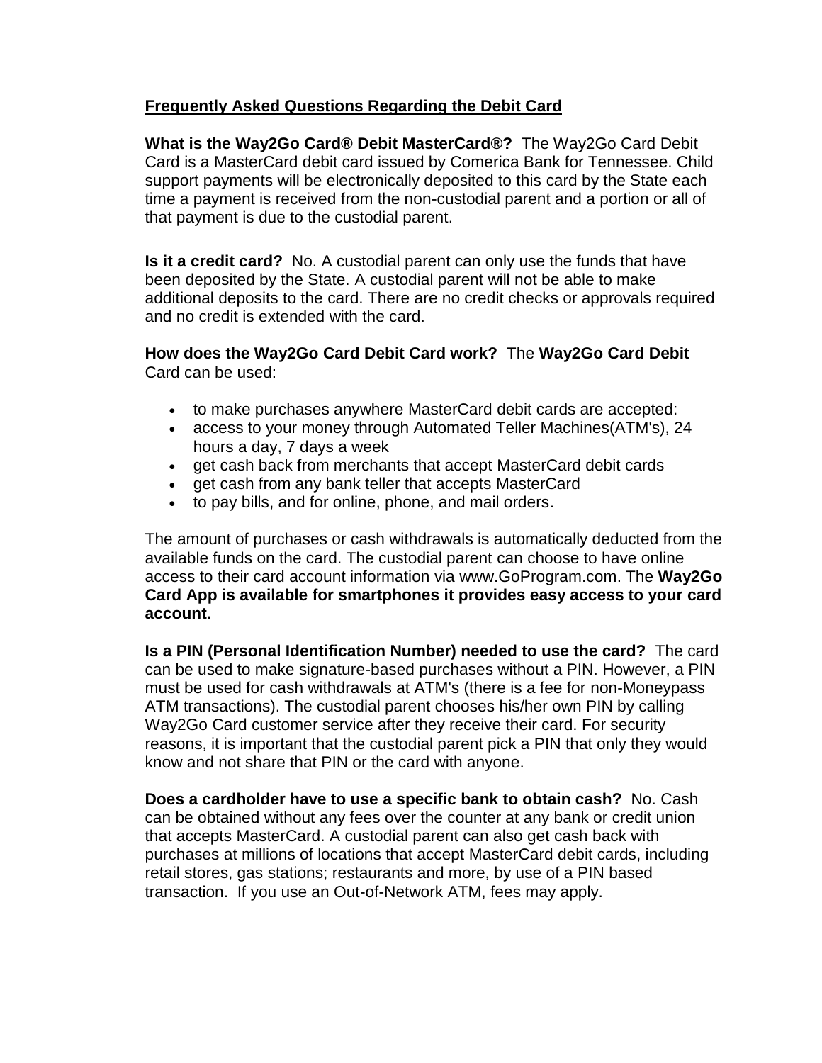## Frequently Asked Questions Regarding the Debit Card

**What is the Way2Go Card® Debit MasterCard®?** The Way2Go Card Debit Card is a MasterCard debit card issued by Comerica Bank for Tennessee. Child support payments will be electronically deposited to this card by the State each time a payment is received from the non-custodial parent and a portion or all of that payment is due to the custodial parent.

**Is it a credit card?** No. A custodial parent can only use the funds that have been deposited by the State. A custodial parent will not be able to make additional deposits to the card. There are no credit checks or approvals required and no credit is extended with the card.

**How does the Way2Go Card Debit Card work?** The **Way2Go Card Debit** Card can be used:

- to make purchases anywhere MasterCard debit cards are accepted:
- access to your money through Automated Teller Machines(ATM's), 24 hours a day, 7 days a week
- get cash back from merchants that accept MasterCard debit cards
- get cash from any bank teller that accepts MasterCard
- to pay bills, and for online, phone, and mail orders.

The amount of purchases or cash withdrawals is automatically deducted from the available funds on the card. The custodial parent can choose to have online access to their card account information via www.GoProgram.com. The **Way2Go Card App is available for smartphones it provides easy access to your card account.**

**Is a PIN (Personal Identification Number) needed to use the card?** The card can be used to make signature-based purchases without a PIN. However, a PIN must be used for cash withdrawals at ATM's (there is a fee for non-Moneypass ATM transactions). The custodial parent chooses his/her own PIN by calling Way2Go Card customer service after they receive their card. For security reasons, it is important that the custodial parent pick a PIN that only they would know and not share that PIN or the card with anyone.

**Does a cardholder have to use a specific bank to obtain cash?** No. Cash can be obtained without any fees over the counter at any bank or credit union that accepts MasterCard. A custodial parent can also get cash back with purchases at millions of locations that accept MasterCard debit cards, including retail stores, gas stations; restaurants and more, by use of a PIN based transaction. If you use an Out-of-Network ATM, fees may apply.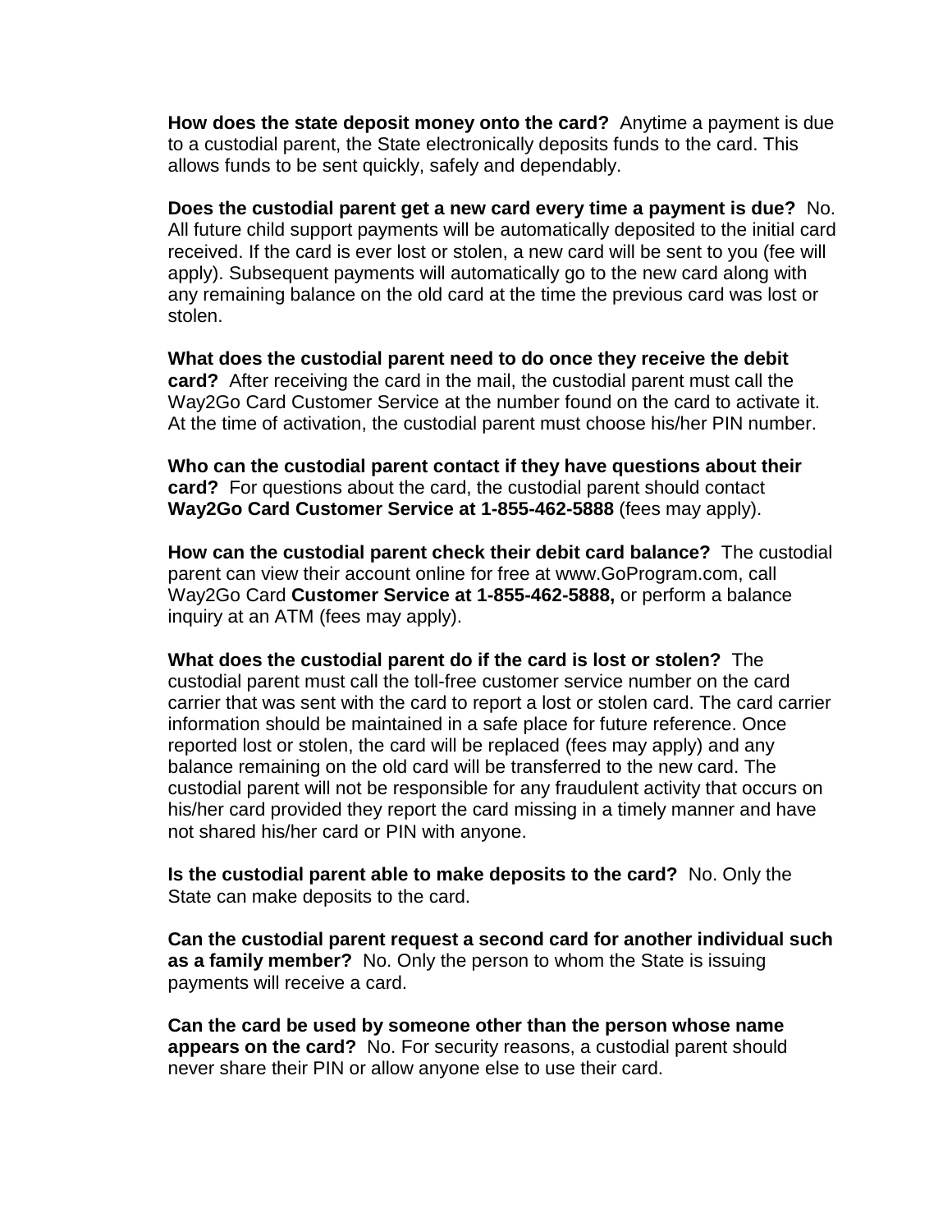**How does the state deposit money onto the card?** Anytime a payment is due to a custodial parent, the State electronically deposits funds to the card. This allows funds to be sent quickly, safely and dependably.

**Does the custodial parent get a new card every time a payment is due?** No. All future child support payments will be automatically deposited to the initial card received. If the card is ever lost or stolen, a new card will be sent to you (fee will apply). Subsequent payments will automatically go to the new card along with any remaining balance on the old card at the time the previous card was lost or stolen.

**What does the custodial parent need to do once they receive the debit card?** After receiving the card in the mail, the custodial parent must call the Way2Go Card Customer Service at the number found on the card to activate it. At the time of activation, the custodial parent must choose his/her PIN number.

**Who can the custodial parent contact if they have questions about their card?** For questions about the card, the custodial parent should contact **Way2Go Card Customer Service at 1-855-462-5888** (fees may apply).

**How can the custodial parent check their debit card balance?** The custodial parent can view their account online for free at www.GoProgram.com, call Way2Go Card **Customer Service at 1-855-462-5888,** or perform a balance inquiry at an ATM (fees may apply).

**What does the custodial parent do if the card is lost or stolen?** The custodial parent must call the toll-free customer service number on the card carrier that was sent with the card to report a lost or stolen card. The card carrier information should be maintained in a safe place for future reference. Once reported lost or stolen, the card will be replaced (fees may apply) and any balance remaining on the old card will be transferred to the new card. The custodial parent will not be responsible for any fraudulent activity that occurs on his/her card provided they report the card missing in a timely manner and have not shared his/her card or PIN with anyone.

**Is the custodial parent able to make deposits to the card?** No. Only the State can make deposits to the card.

**Can the custodial parent request a second card for another individual such as a family member?** No. Only the person to whom the State is issuing payments will receive a card.

**Can the card be used by someone other than the person whose name appears on the card?** No. For security reasons, a custodial parent should never share their PIN or allow anyone else to use their card.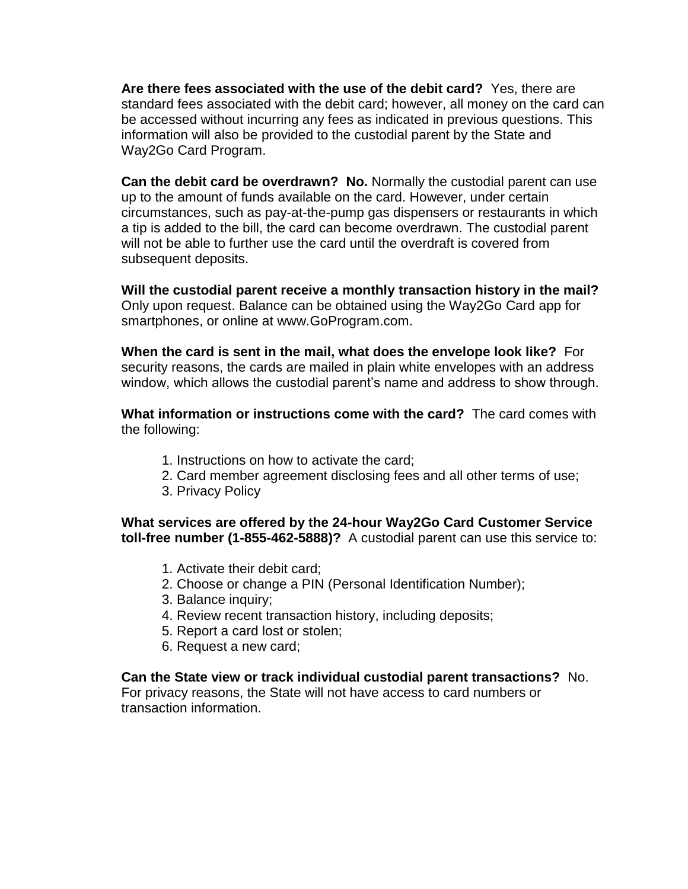**Are there fees associated with the use of the debit card?** Yes, there are standard fees associated with the debit card; however, all money on the card can be accessed without incurring any fees as indicated in previous questions. This information will also be provided to the custodial parent by the State and Way2Go Card Program.

**Can the debit card be overdrawn? No.** Normally the custodial parent can use up to the amount of funds available on the card. However, under certain circumstances, such as pay-at-the-pump gas dispensers or restaurants in which a tip is added to the bill, the card can become overdrawn. The custodial parent will not be able to further use the card until the overdraft is covered from subsequent deposits.

**Will the custodial parent receive a monthly transaction history in the mail?** Only upon request. Balance can be obtained using the Way2Go Card app for smartphones, or online at www.GoProgram.com.

**When the card is sent in the mail, what does the envelope look like?** For security reasons, the cards are mailed in plain white envelopes with an address window, which allows the custodial parent's name and address to show through.

**What information or instructions come with the card?** The card comes with the following:

1. Instructions on how to activate the card;
2. Card member agreement disclosing fees and all other terms of use;
3. Privacy Policy

**What services are offered by the 24-hour Way2Go Card Customer Service toll-free number (1-855-462-5888)?** A custodial parent can use this service to:

1. Activate their debit card;
2. Choose or change a PIN (Personal Identification Number);
3. Balance inquiry;
4. Review recent transaction history, including deposits;
5. Report a card lost or stolen;
6. Request a new card;

**Can the State view or track individual custodial parent transactions?** No. For privacy reasons, the State will not have access to card numbers or transaction information.